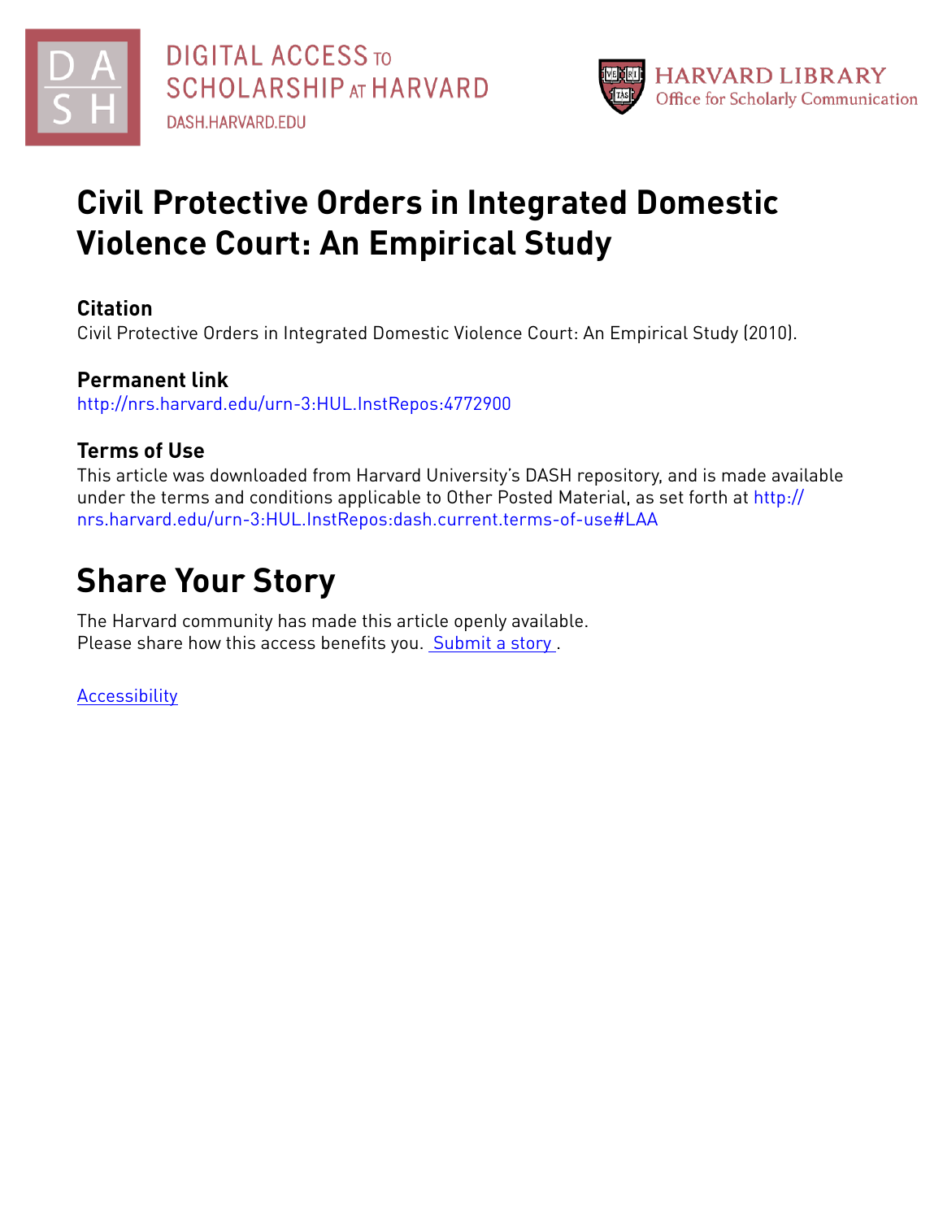DIGITAL ACCESS TO SCHOLARSHIP AT HARVARD
DASH.HARVARD.EDU

HARVARD LIBRARY
Office for Scholarly Communication

# Civil Protective Orders in Integrated Domestic Violence Court: An Empirical Study

## Citation

Civil Protective Orders in Integrated Domestic Violence Court: An Empirical Study (2010).

## Permanent link

http://nrs.harvard.edu/urn-3:HUL.InstRepos:4772900

## Terms of Use

This article was downloaded from Harvard University's DASH repository, and is made available under the terms and conditions applicable to Other Posted Material, as set forth at http://nrs.harvard.edu/urn-3:HUL.InstRepos:dash.current.terms-of-use#LAA

# Share Your Story

The Harvard community has made this article openly available.
Please share how this access benefits you. Submit a story .

Accessibility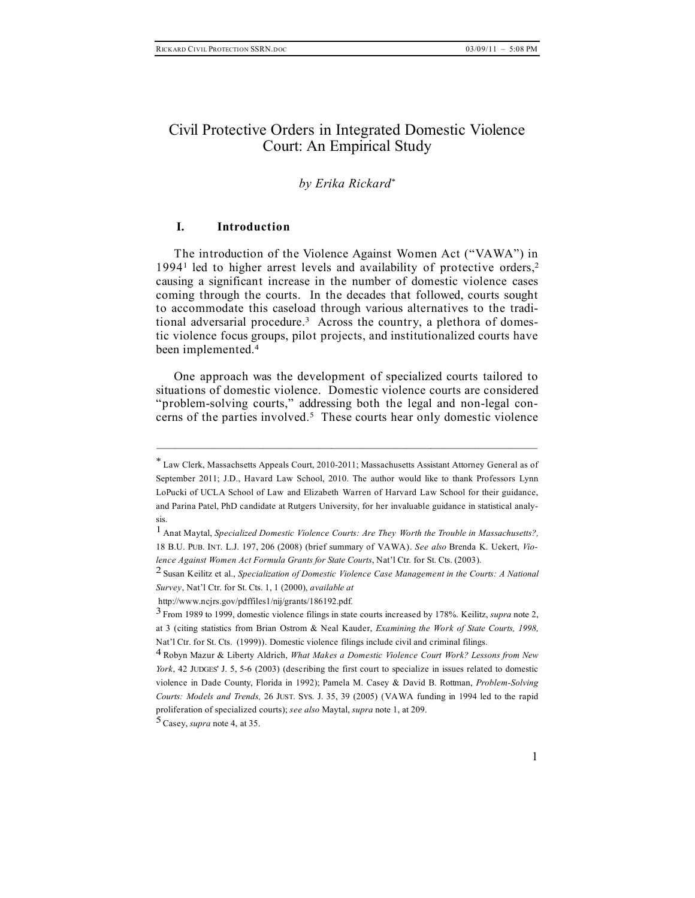# Civil Protective Orders in Integrated Domestic Violence Court: An Empirical Study

*by Erika Rickard*[*]

## I. Introduction

The introduction of the Violence Against Women Act ("VAWA") in 1994[1] led to higher arrest levels and availability of protective orders,[2] causing a significant increase in the number of domestic violence cases coming through the courts. In the decades that followed, courts sought to accommodate this caseload through various alternatives to the traditional adversarial procedure.[3] Across the country, a plethora of domestic violence focus groups, pilot projects, and institutionalized courts have been implemented.[4]

One approach was the development of specialized courts tailored to situations of domestic violence. Domestic violence courts are considered "problem-solving courts," addressing both the legal and non-legal concerns of the parties involved.[5] These courts hear only domestic violence

---

[*] Law Clerk, Massachsetts Appeals Court, 2010-2011; Massachusetts Assistant Attorney General as of September 2011; J.D., Havard Law School, 2010. The author would like to thank Professors Lynn LoPucki of UCLA School of Law and Elizabeth Warren of Harvard Law School for their guidance, and Parina Patel, PhD candidate at Rutgers University, for her invaluable guidance in statistical analysis.

[1] Anat Maytal, *Specialized Domestic Violence Courts: Are They Worth the Trouble in Massachusetts?,* 18 B.U. PUB. INT. L.J. 197, 206 (2008) (brief summary of VAWA). *See also* Brenda K. Uekert, *Violence Against Women Act Formula Grants for State Courts*, Nat'l Ctr. for St. Cts. (2003).

[2] Susan Keilitz et al., *Specialization of Domestic Violence Case Management in the Courts: A National Survey*, Nat'l Ctr. for St. Cts. 1, 1 (2000), *available at* http://www.ncjrs.gov/pdffiles1/nij/grants/186192.pdf.

[3] From 1989 to 1999, domestic violence filings in state courts increased by 178%. Keilitz, *supra* note 2, at 3 (citing statistics from Brian Ostrom & Neal Kauder, *Examining the Work of State Courts, 1998,* Nat'l Ctr. for St. Cts. (1999)). Domestic violence filings include civil and criminal filings.

[4] Robyn Mazur & Liberty Aldrich, *What Makes a Domestic Violence Court Work? Lessons from New York*, 42 JUDGES' J. 5, 5-6 (2003) (describing the first court to specialize in issues related to domestic violence in Dade County, Florida in 1992); Pamela M. Casey & David B. Rottman, *Problem-Solving Courts: Models and Trends,* 26 JUST. SYS. J. 35, 39 (2005) (VAWA funding in 1994 led to the rapid proliferation of specialized courts); *see also* Maytal, *supra* note 1, at 209.

[5] Casey, *supra* note 4, at 35.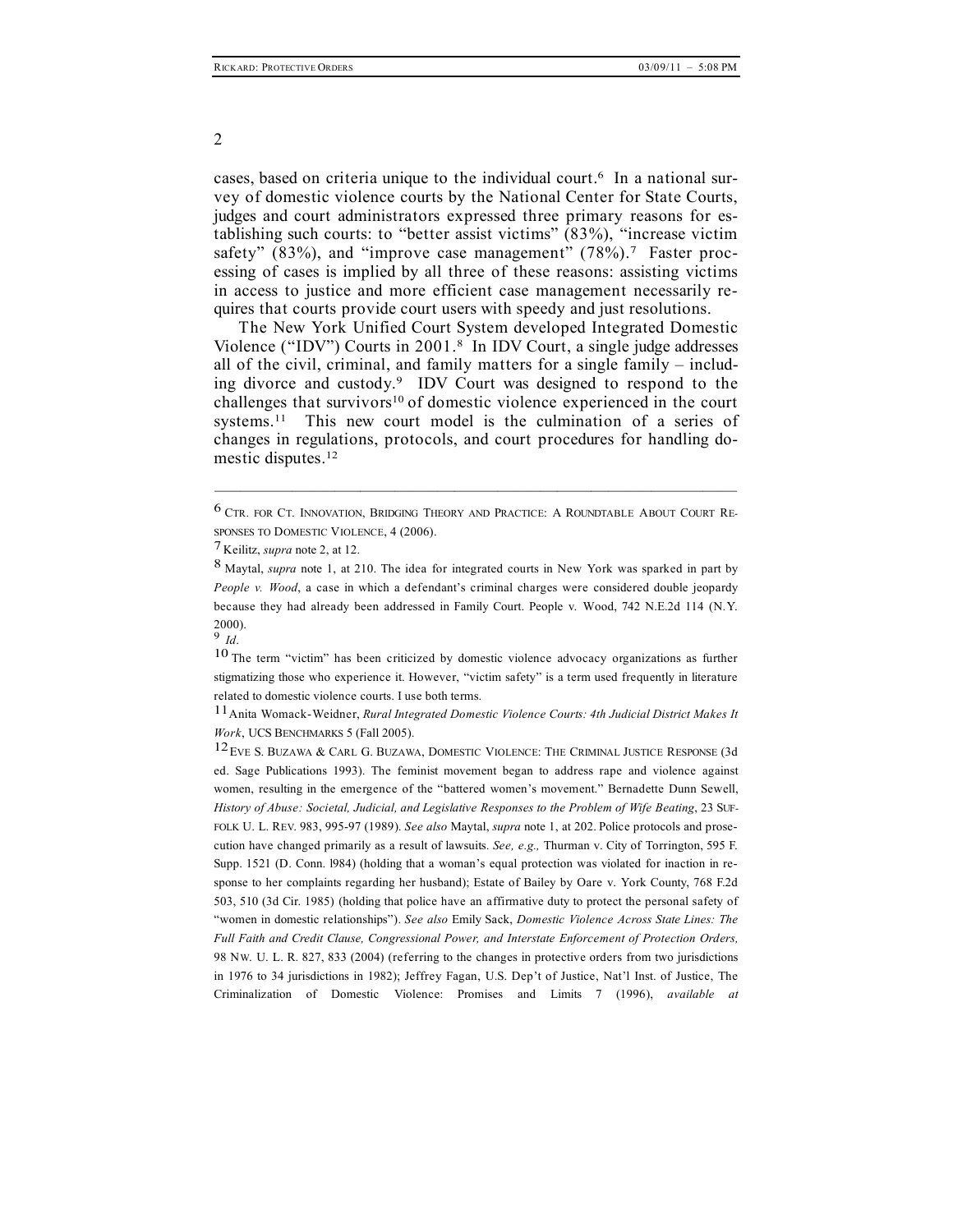cases, based on criteria unique to the individual court.[6] In a national survey of domestic violence courts by the National Center for State Courts, judges and court administrators expressed three primary reasons for establishing such courts: to "better assist victims" (83%), "increase victim safety" (83%), and "improve case management" (78%).[7] Faster processing of cases is implied by all three of these reasons: assisting victims in access to justice and more efficient case management necessarily requires that courts provide court users with speedy and just resolutions.

The New York Unified Court System developed Integrated Domestic Violence ("IDV") Courts in 2001.[8] In IDV Court, a single judge addresses all of the civil, criminal, and family matters for a single family – including divorce and custody.[9] IDV Court was designed to respond to the challenges that survivors[10] of domestic violence experienced in the court systems.[11] This new court model is the culmination of a series of changes in regulations, protocols, and court procedures for handling domestic disputes.[12]

---

[6] CTR. FOR CT. INNOVATION, BRIDGING THEORY AND PRACTICE: A ROUNDTABLE ABOUT COURT RESPONSES TO DOMESTIC VIOLENCE, 4 (2006).

[7] Keilitz, *supra* note 2, at 12.

[8] Maytal, *supra* note 1, at 210. The idea for integrated courts in New York was sparked in part by *People v. Wood*, a case in which a defendant's criminal charges were considered double jeopardy because they had already been addressed in Family Court. People v. Wood, 742 N.E.2d 114 (N.Y. 2000).

[9] *Id*.

[10] The term "victim" has been criticized by domestic violence advocacy organizations as further stigmatizing those who experience it. However, "victim safety" is a term used frequently in literature related to domestic violence courts. I use both terms.

[11] Anita Womack-Weidner, *Rural Integrated Domestic Violence Courts: 4th Judicial District Makes It Work*, UCS BENCHMARKS 5 (Fall 2005).

[12] EVE S. BUZAWA & CARL G. BUZAWA, DOMESTIC VIOLENCE: THE CRIMINAL JUSTICE RESPONSE (3d ed. Sage Publications 1993). The feminist movement began to address rape and violence against women, resulting in the emergence of the "battered women's movement." Bernadette Dunn Sewell, *History of Abuse: Societal, Judicial, and Legislative Responses to the Problem of Wife Beating*, 23 SUFFOLK U. L. REV. 983, 995-97 (1989). *See also* Maytal, *supra* note 1, at 202. Police protocols and prosecution have changed primarily as a result of lawsuits. *See, e.g.,* Thurman v. City of Torrington, 595 F. Supp. 1521 (D. Conn. l984) (holding that a woman's equal protection was violated for inaction in response to her complaints regarding her husband); Estate of Bailey by Oare v. York County, 768 F.2d 503, 510 (3d Cir. 1985) (holding that police have an affirmative duty to protect the personal safety of "women in domestic relationships"). *See also* Emily Sack, *Domestic Violence Across State Lines: The Full Faith and Credit Clause, Congressional Power, and Interstate Enforcement of Protection Orders,* 98 NW. U. L. R. 827, 833 (2004) (referring to the changes in protective orders from two jurisdictions in 1976 to 34 jurisdictions in 1982); Jeffrey Fagan, U.S. Dep't of Justice, Nat'l Inst. of Justice, The Criminalization of Domestic Violence: Promises and Limits 7 (1996), *available at*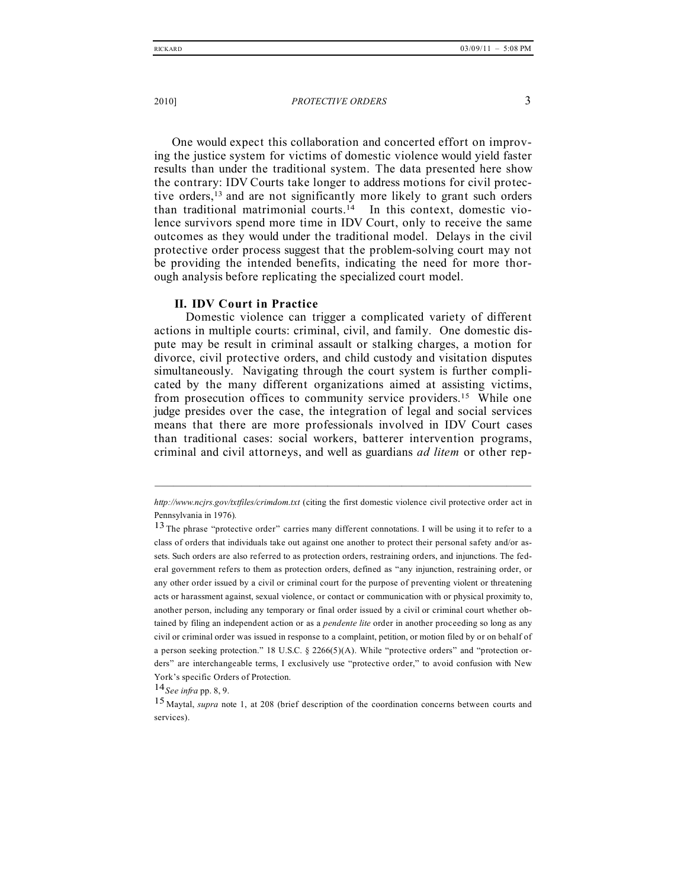One would expect this collaboration and concerted effort on improving the justice system for victims of domestic violence would yield faster results than under the traditional system. The data presented here show the contrary: IDV Courts take longer to address motions for civil protective orders,[13] and are not significantly more likely to grant such orders than traditional matrimonial courts.[14] In this context, domestic violence survivors spend more time in IDV Court, only to receive the same outcomes as they would under the traditional model. Delays in the civil protective order process suggest that the problem-solving court may not be providing the intended benefits, indicating the need for more thorough analysis before replicating the specialized court model.

## II. IDV Court in Practice

Domestic violence can trigger a complicated variety of different actions in multiple courts: criminal, civil, and family. One domestic dispute may be result in criminal assault or stalking charges, a motion for divorce, civil protective orders, and child custody and visitation disputes simultaneously. Navigating through the court system is further complicated by the many different organizations aimed at assisting victims, from prosecution offices to community service providers.[15] While one judge presides over the case, the integration of legal and social services means that there are more professionals involved in IDV Court cases than traditional cases: social workers, batterer intervention programs, criminal and civil attorneys, and well as guardians *ad litem* or other rep-

---

*http://www.ncjrs.gov/txtfiles/crimdom.txt* (citing the first domestic violence civil protective order act in Pennsylvania in 1976).

[13] The phrase "protective order" carries many different connotations. I will be using it to refer to a class of orders that individuals take out against one another to protect their personal safety and/or assets. Such orders are also referred to as protection orders, restraining orders, and injunctions. The federal government refers to them as protection orders, defined as "any injunction, restraining order, or any other order issued by a civil or criminal court for the purpose of preventing violent or threatening acts or harassment against, sexual violence, or contact or communication with or physical proximity to, another person, including any temporary or final order issued by a civil or criminal court whether obtained by filing an independent action or as a *pendente lite* order in another proceeding so long as any civil or criminal order was issued in response to a complaint, petition, or motion filed by or on behalf of a person seeking protection." 18 U.S.C. § 2266(5)(A). While "protective orders" and "protection orders" are interchangeable terms, I exclusively use "protective order," to avoid confusion with New York's specific Orders of Protection.

[14] *See infra* pp. 8, 9.

[15] Maytal, *supra* note 1, at 208 (brief description of the coordination concerns between courts and services).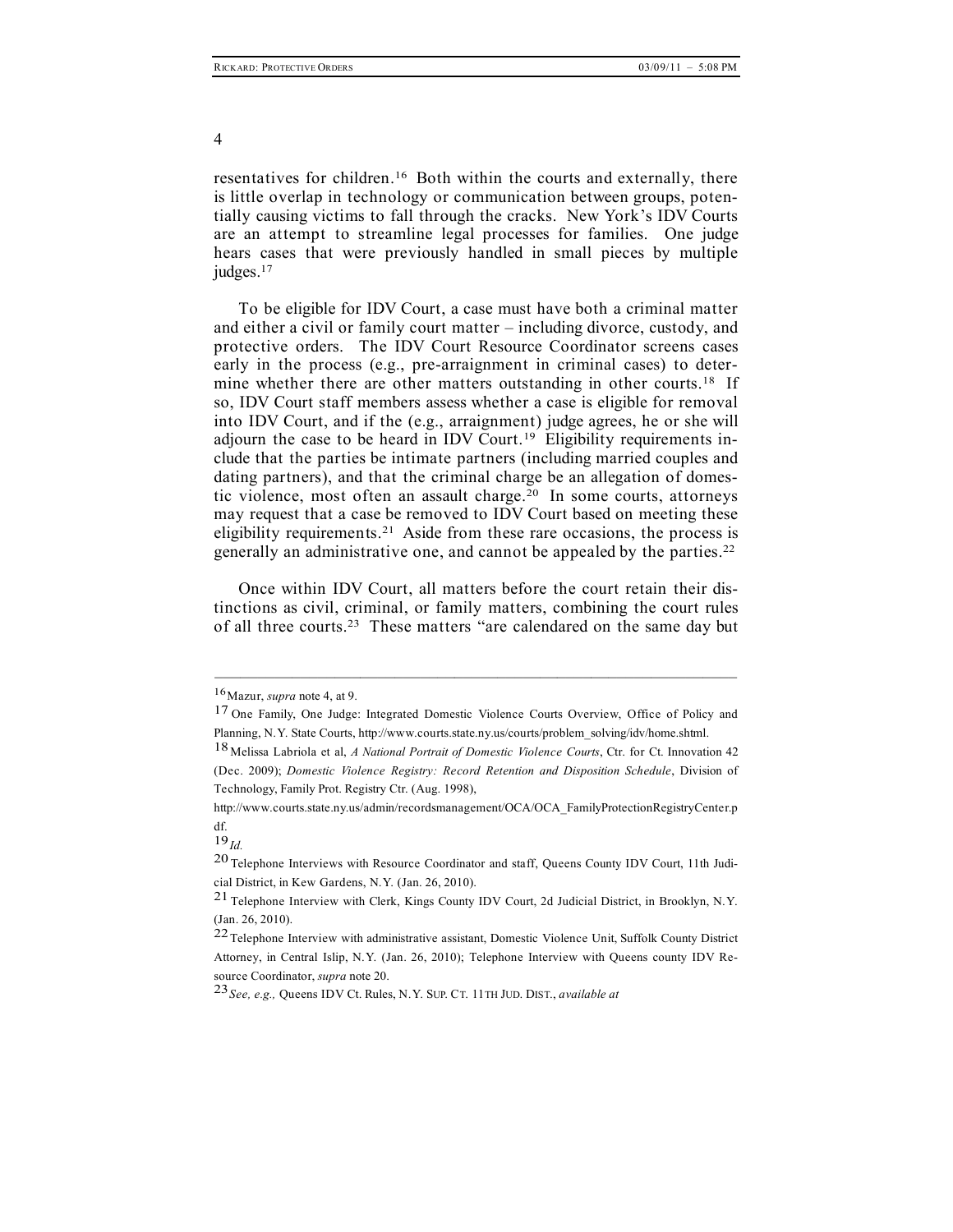resentatives for children.[16] Both within the courts and externally, there is little overlap in technology or communication between groups, potentially causing victims to fall through the cracks. New York's IDV Courts are an attempt to streamline legal processes for families. One judge hears cases that were previously handled in small pieces by multiple judges.[17]

To be eligible for IDV Court, a case must have both a criminal matter and either a civil or family court matter – including divorce, custody, and protective orders. The IDV Court Resource Coordinator screens cases early in the process (e.g., pre-arraignment in criminal cases) to determine whether there are other matters outstanding in other courts.[18] If so, IDV Court staff members assess whether a case is eligible for removal into IDV Court, and if the (e.g., arraignment) judge agrees, he or she will adjourn the case to be heard in IDV Court.[19] Eligibility requirements include that the parties be intimate partners (including married couples and dating partners), and that the criminal charge be an allegation of domestic violence, most often an assault charge.[20] In some courts, attorneys may request that a case be removed to IDV Court based on meeting these eligibility requirements.[21] Aside from these rare occasions, the process is generally an administrative one, and cannot be appealed by the parties.[22]

Once within IDV Court, all matters before the court retain their distinctions as civil, criminal, or family matters, combining the court rules of all three courts.[23] These matters "are calendared on the same day but

---

[16] Mazur, *supra* note 4, at 9.

[17] One Family, One Judge: Integrated Domestic Violence Courts Overview, Office of Policy and Planning, N.Y. State Courts, http://www.courts.state.ny.us/courts/problem_solving/idv/home.shtml.

[18] Melissa Labriola et al, *A National Portrait of Domestic Violence Courts*, Ctr. for Ct. Innovation 42 (Dec. 2009); *Domestic Violence Registry: Record Retention and Disposition Schedule*, Division of Technology, Family Prot. Registry Ctr. (Aug. 1998), http://www.courts.state.ny.us/admin/recordsmanagement/OCA/OCA_FamilyProtectionRegistryCenter.pdf.

[19] *Id.*

[20] Telephone Interviews with Resource Coordinator and staff, Queens County IDV Court, 11th Judicial District, in Kew Gardens, N.Y. (Jan. 26, 2010).

[21] Telephone Interview with Clerk, Kings County IDV Court, 2d Judicial District, in Brooklyn, N.Y. (Jan. 26, 2010).

[22] Telephone Interview with administrative assistant, Domestic Violence Unit, Suffolk County District Attorney, in Central Islip, N.Y. (Jan. 26, 2010); Telephone Interview with Queens county IDV Resource Coordinator, *supra* note 20.

[23] *See, e.g.,* Queens IDV Ct. Rules, N.Y. SUP. CT. 11TH JUD. DIST., *available at*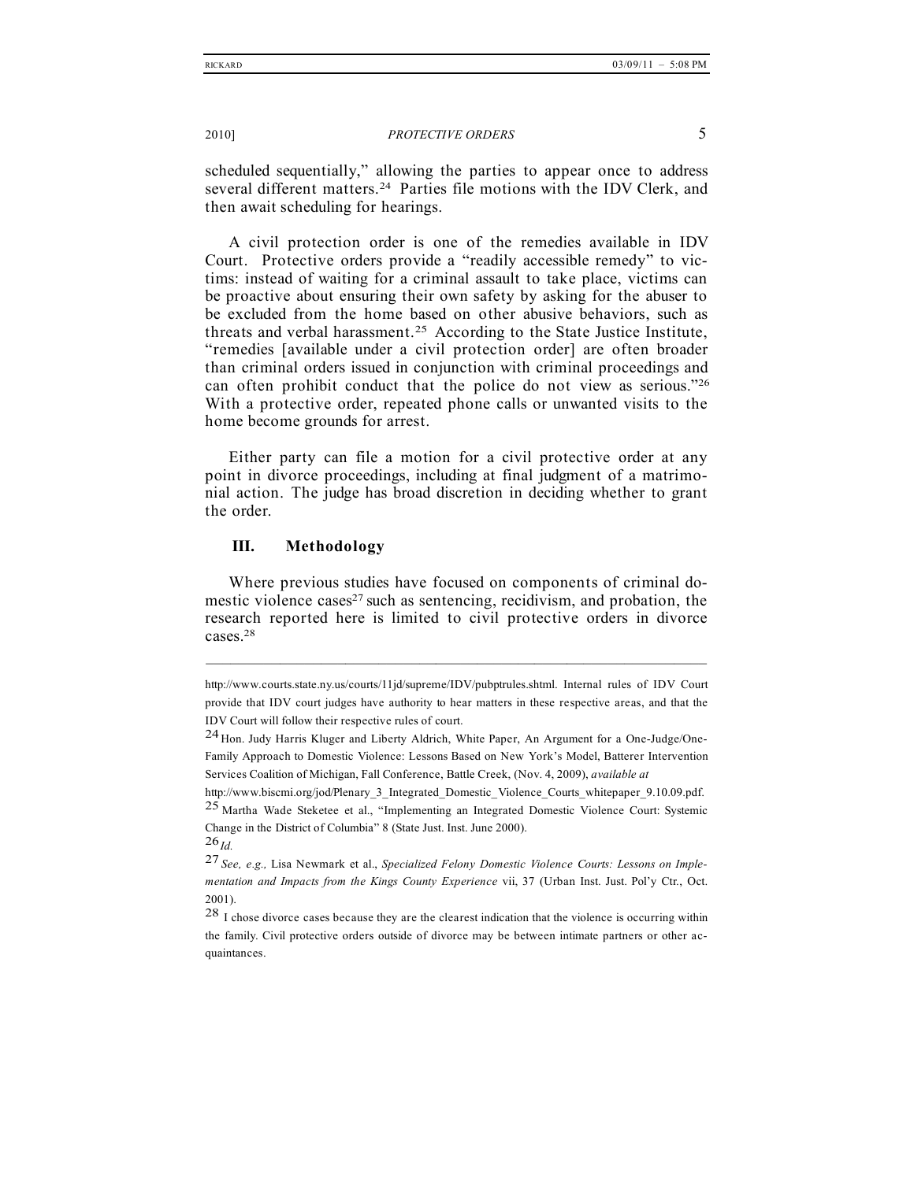scheduled sequentially," allowing the parties to appear once to address several different matters.[24] Parties file motions with the IDV Clerk, and then await scheduling for hearings.

A civil protection order is one of the remedies available in IDV Court. Protective orders provide a "readily accessible remedy" to victims: instead of waiting for a criminal assault to take place, victims can be proactive about ensuring their own safety by asking for the abuser to be excluded from the home based on other abusive behaviors, such as threats and verbal harassment.[25] According to the State Justice Institute, "remedies [available under a civil protection order] are often broader than criminal orders issued in conjunction with criminal proceedings and can often prohibit conduct that the police do not view as serious."[26] With a protective order, repeated phone calls or unwanted visits to the home become grounds for arrest.

Either party can file a motion for a civil protective order at any point in divorce proceedings, including at final judgment of a matrimonial action. The judge has broad discretion in deciding whether to grant the order.

## III. Methodology

Where previous studies have focused on components of criminal domestic violence cases[27] such as sentencing, recidivism, and probation, the research reported here is limited to civil protective orders in divorce cases.[28]

---

http://www.courts.state.ny.us/courts/11jd/supreme/IDV/pubptrules.shtml. Internal rules of IDV Court provide that IDV court judges have authority to hear matters in these respective areas, and that the IDV Court will follow their respective rules of court.

[24] Hon. Judy Harris Kluger and Liberty Aldrich, White Paper, An Argument for a One-Judge/One-Family Approach to Domestic Violence: Lessons Based on New York's Model, Batterer Intervention Services Coalition of Michigan, Fall Conference, Battle Creek, (Nov. 4, 2009), *available at* http://www.biscmi.org/jod/Plenary_3_Integrated_Domestic_Violence_Courts_whitepaper_9.10.09.pdf.

[25] Martha Wade Steketee et al., "Implementing an Integrated Domestic Violence Court: Systemic Change in the District of Columbia" 8 (State Just. Inst. June 2000).

[26] *Id.*

[27] *See, e.g.,* Lisa Newmark et al., *Specialized Felony Domestic Violence Courts: Lessons on Implementation and Impacts from the Kings County Experience* vii, 37 (Urban Inst. Just. Pol'y Ctr., Oct. 2001).

[28] I chose divorce cases because they are the clearest indication that the violence is occurring within the family. Civil protective orders outside of divorce may be between intimate partners or other acquaintances.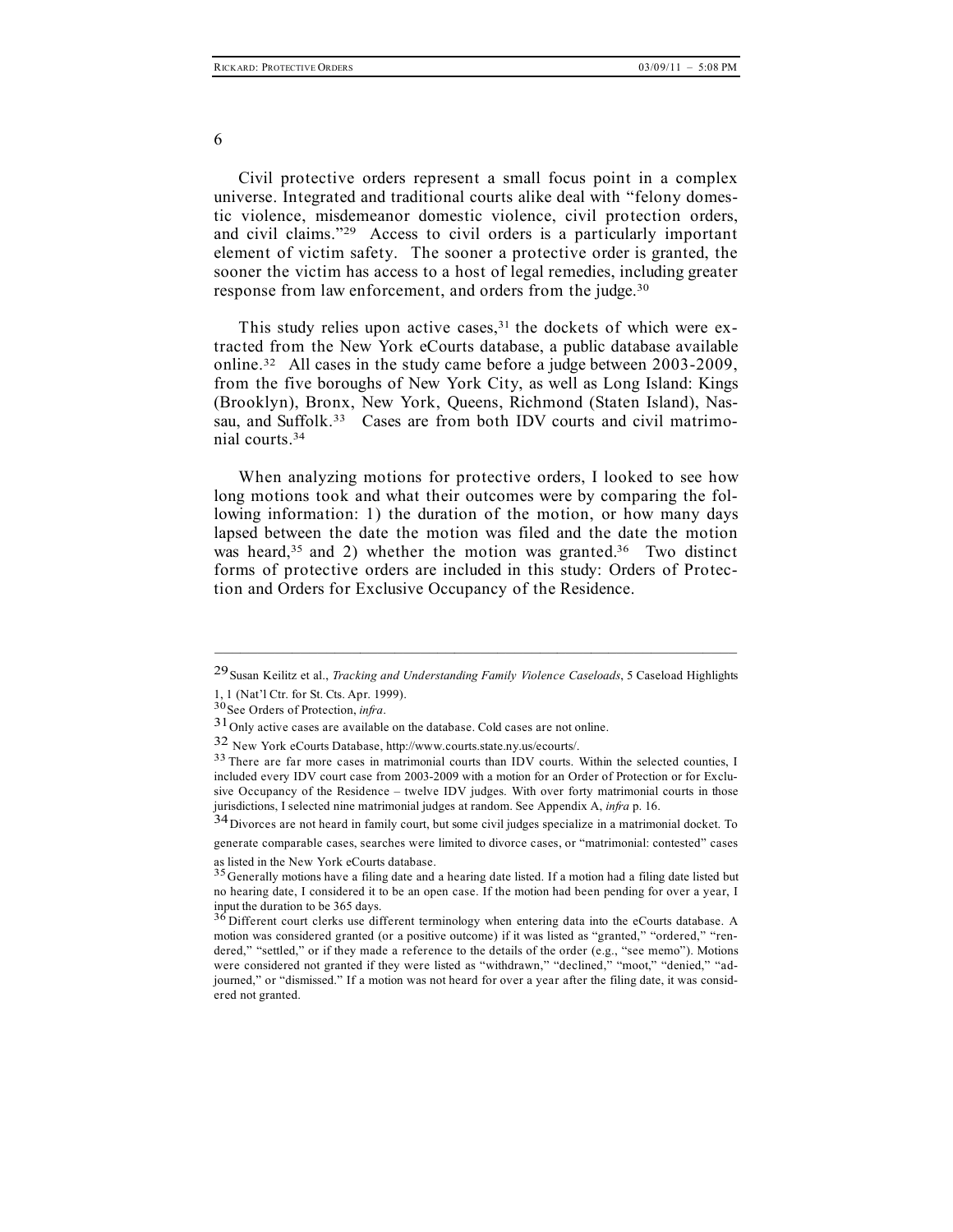Civil protective orders represent a small focus point in a complex universe. Integrated and traditional courts alike deal with "felony domestic violence, misdemeanor domestic violence, civil protection orders, and civil claims."[29] Access to civil orders is a particularly important element of victim safety. The sooner a protective order is granted, the sooner the victim has access to a host of legal remedies, including greater response from law enforcement, and orders from the judge.[30]

This study relies upon active cases,[31] the dockets of which were extracted from the New York eCourts database, a public database available online.[32] All cases in the study came before a judge between 2003-2009, from the five boroughs of New York City, as well as Long Island: Kings (Brooklyn), Bronx, New York, Queens, Richmond (Staten Island), Nassau, and Suffolk.[33] Cases are from both IDV courts and civil matrimonial courts.[34]

When analyzing motions for protective orders, I looked to see how long motions took and what their outcomes were by comparing the following information: 1) the duration of the motion, or how many days lapsed between the date the motion was filed and the date the motion was heard,[35] and 2) whether the motion was granted.[36] Two distinct forms of protective orders are included in this study: Orders of Protection and Orders for Exclusive Occupancy of the Residence.

---

[29] Susan Keilitz et al., *Tracking and Understanding Family Violence Caseloads*, 5 Caseload Highlights 1, 1 (Nat'l Ctr. for St. Cts. Apr. 1999).

[30] See Orders of Protection, *infra*.

[31] Only active cases are available on the database. Cold cases are not online.

[32] New York eCourts Database, http://www.courts.state.ny.us/ecourts/.

[33] There are far more cases in matrimonial courts than IDV courts. Within the selected counties, I included every IDV court case from 2003-2009 with a motion for an Order of Protection or for Exclusive Occupancy of the Residence – twelve IDV judges. With over forty matrimonial courts in those jurisdictions, I selected nine matrimonial judges at random. See Appendix A, *infra* p. 16.

[34] Divorces are not heard in family court, but some civil judges specialize in a matrimonial docket. To generate comparable cases, searches were limited to divorce cases, or "matrimonial: contested" cases as listed in the New York eCourts database.

[35] Generally motions have a filing date and a hearing date listed. If a motion had a filing date listed but no hearing date, I considered it to be an open case. If the motion had been pending for over a year, I input the duration to be 365 days.

[36] Different court clerks use different terminology when entering data into the eCourts database. A motion was considered granted (or a positive outcome) if it was listed as "granted," "ordered," "rendered," "settled," or if they made a reference to the details of the order (e.g., "see memo"). Motions were considered not granted if they were listed as "withdrawn," "declined," "moot," "denied," "adjourned," or "dismissed." If a motion was not heard for over a year after the filing date, it was considered not granted.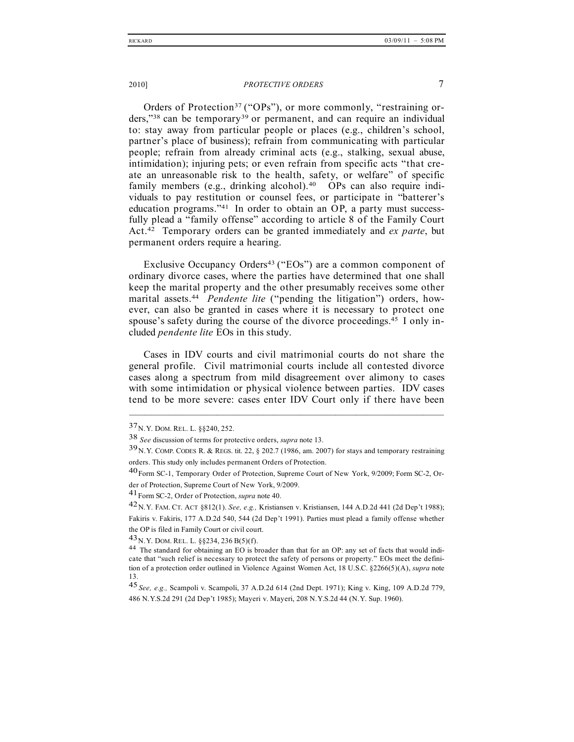Orders of Protection[37] ("OPs"), or more commonly, "restraining orders,"[38] can be temporary[39] or permanent, and can require an individual to: stay away from particular people or places (e.g., children's school, partner's place of business); refrain from communicating with particular people; refrain from already criminal acts (e.g., stalking, sexual abuse, intimidation); injuring pets; or even refrain from specific acts "that create an unreasonable risk to the health, safety, or welfare" of specific family members (e.g., drinking alcohol).[40] OPs can also require individuals to pay restitution or counsel fees, or participate in "batterer's education programs."[41] In order to obtain an OP, a party must successfully plead a "family offense" according to article 8 of the Family Court Act.[42] Temporary orders can be granted immediately and *ex parte*, but permanent orders require a hearing.

Exclusive Occupancy Orders[43] ("EOs") are a common component of ordinary divorce cases, where the parties have determined that one shall keep the marital property and the other presumably receives some other marital assets.[44] *Pendente lite* ("pending the litigation") orders, however, can also be granted in cases where it is necessary to protect one spouse's safety during the course of the divorce proceedings.[45] I only included *pendente lite* EOs in this study.

Cases in IDV courts and civil matrimonial courts do not share the general profile. Civil matrimonial courts include all contested divorce cases along a spectrum from mild disagreement over alimony to cases with some intimidation or physical violence between parties. IDV cases tend to be more severe: cases enter IDV Court only if there have been

---

37 N.Y. DOM. REL. L. §§240, 252.

38 *See* discussion of terms for protective orders, *supra* note 13.

39 N.Y. COMP. CODES R. & REGS. tit. 22, § 202.7 (1986, am. 2007) for stays and temporary restraining orders. This study only includes permanent Orders of Protection.

40 Form SC-1, Temporary Order of Protection, Supreme Court of New York, 9/2009; Form SC-2, Order of Protection, Supreme Court of New York, 9/2009.

41 Form SC-2, Order of Protection, *supra* note 40.

42 N.Y. FAM. CT. ACT §812(1). *See, e.g.,* Kristiansen v. Kristiansen, 144 A.D.2d 441 (2d Dep't 1988); Fakiris v. Fakiris, 177 A.D.2d 540, 544 (2d Dep't 1991). Parties must plead a family offense whether the OP is filed in Family Court or civil court.

43 N.Y. DOM. REL. L. §§234, 236 B(5)(f).

44 The standard for obtaining an EO is broader than that for an OP: any set of facts that would indicate that "such relief is necessary to protect the safety of persons or property." EOs meet the definition of a protection order outlined in Violence Against Women Act, 18 U.S.C. §2266(5)(A), *supra* note 13.

45 *See, e.g.,* Scampoli v. Scampoli, 37 A.D.2d 614 (2nd Dept. 1971); King v. King, 109 A.D.2d 779, 486 N.Y.S.2d 291 (2d Dep't 1985); Mayeri v. Mayeri, 208 N.Y.S.2d 44 (N.Y. Sup. 1960).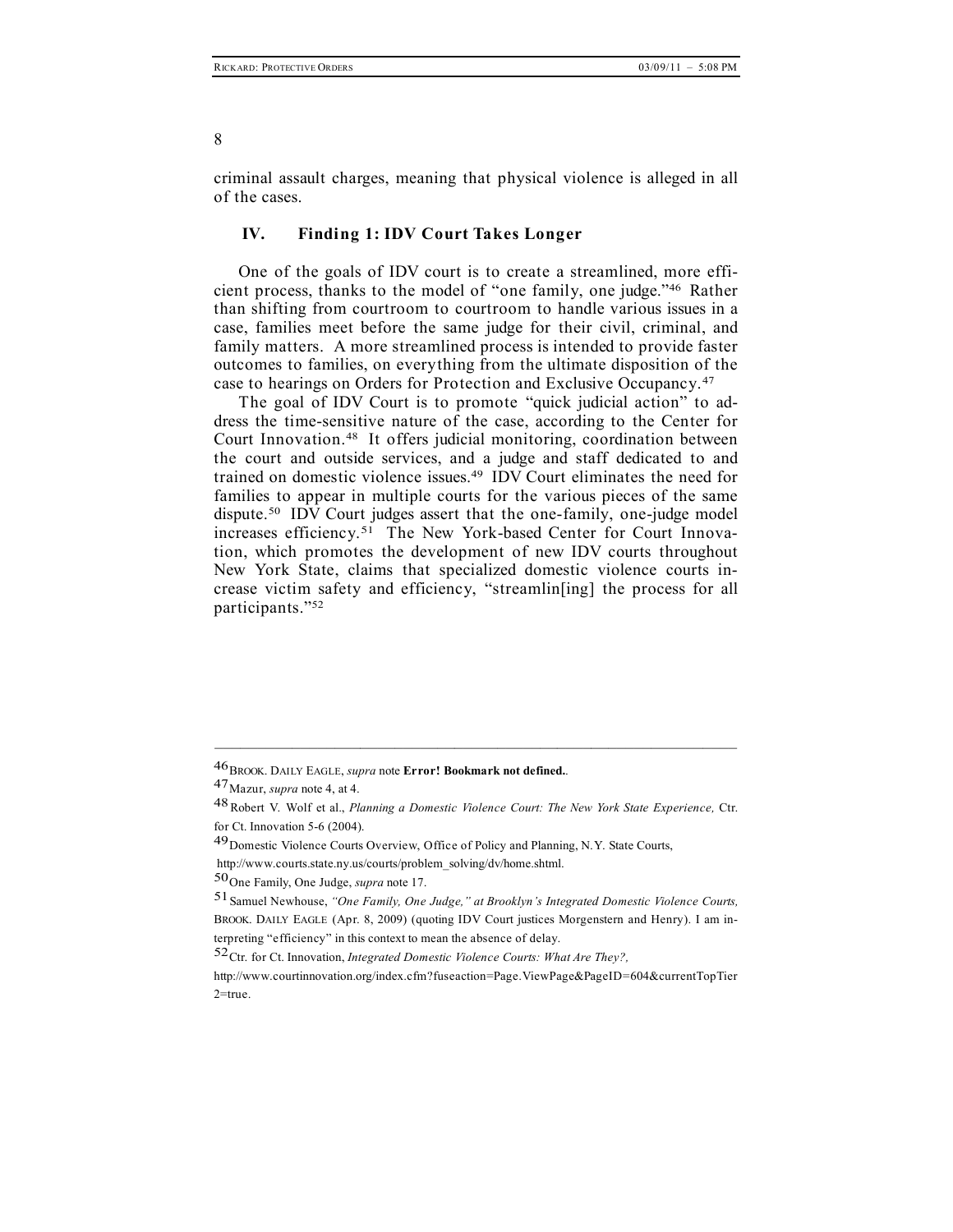criminal assault charges, meaning that physical violence is alleged in all of the cases.

## IV. Finding 1: IDV Court Takes Longer

One of the goals of IDV court is to create a streamlined, more efficient process, thanks to the model of "one family, one judge."[46] Rather than shifting from courtroom to courtroom to handle various issues in a case, families meet before the same judge for their civil, criminal, and family matters. A more streamlined process is intended to provide faster outcomes to families, on everything from the ultimate disposition of the case to hearings on Orders for Protection and Exclusive Occupancy.[47]

The goal of IDV Court is to promote "quick judicial action" to address the time-sensitive nature of the case, according to the Center for Court Innovation.[48] It offers judicial monitoring, coordination between the court and outside services, and a judge and staff dedicated to and trained on domestic violence issues.[49] IDV Court eliminates the need for families to appear in multiple courts for the various pieces of the same dispute.[50] IDV Court judges assert that the one-family, one-judge model increases efficiency.[51] The New York-based Center for Court Innovation, which promotes the development of new IDV courts throughout New York State, claims that specialized domestic violence courts increase victim safety and efficiency, "streamlin[ing] the process for all participants."[52]

---

[46] BROOK. DAILY EAGLE, *supra* note **Error! Bookmark not defined.**.

[47] Mazur, *supra* note 4, at 4.

[48] Robert V. Wolf et al., *Planning a Domestic Violence Court: The New York State Experience,* Ctr. for Ct. Innovation 5-6 (2004).

[49] Domestic Violence Courts Overview, Office of Policy and Planning, N.Y. State Courts, http://www.courts.state.ny.us/courts/problem_solving/dv/home.shtml.

[50] One Family, One Judge, *supra* note 17.

[51] Samuel Newhouse, *"One Family, One Judge," at Brooklyn's Integrated Domestic Violence Courts,* BROOK. DAILY EAGLE (Apr. 8, 2009) (quoting IDV Court justices Morgenstern and Henry). I am interpreting "efficiency" in this context to mean the absence of delay.

[52] Ctr. for Ct. Innovation, *Integrated Domestic Violence Courts: What Are They?,* http://www.courtinnovation.org/index.cfm?fuseaction=Page.ViewPage&PageID=604&currentTopTier2=true.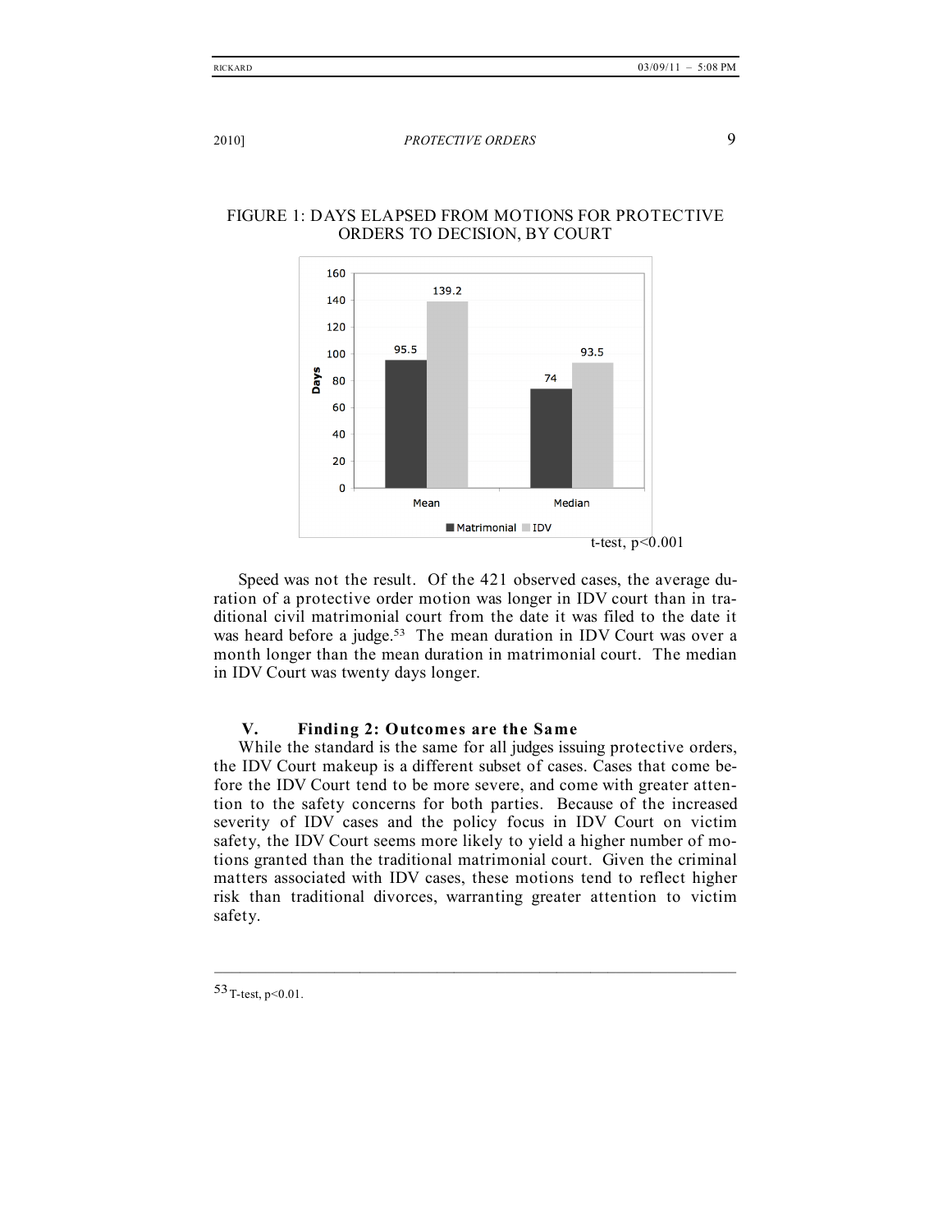FIGURE 1: DAYS ELAPSED FROM MOTIONS FOR PROTECTIVE ORDERS TO DECISION, BY COURT

| | Matrimonial | IDV |
|---|---|---|
| Mean | 95.5 | 139.2 |
| Median | 74 | 93.5 |

t-test, $p<0.001$

Speed was not the result. Of the 421 observed cases, the average duration of a protective order motion was longer in IDV court than in traditional civil matrimonial court from the date it was filed to the date it was heard before a judge.[53] The mean duration in IDV Court was over a month longer than the mean duration in matrimonial court. The median in IDV Court was twenty days longer.

## V. Finding 2: Outcomes are the Same

While the standard is the same for all judges issuing protective orders, the IDV Court makeup is a different subset of cases. Cases that come before the IDV Court tend to be more severe, and come with greater attention to the safety concerns for both parties. Because of the increased severity of IDV cases and the policy focus in IDV Court on victim safety, the IDV Court seems more likely to yield a higher number of motions granted than the traditional matrimonial court. Given the criminal matters associated with IDV cases, these motions tend to reflect higher risk than traditional divorces, warranting greater attention to victim safety.

---

[53] T-test, $p<0.01$.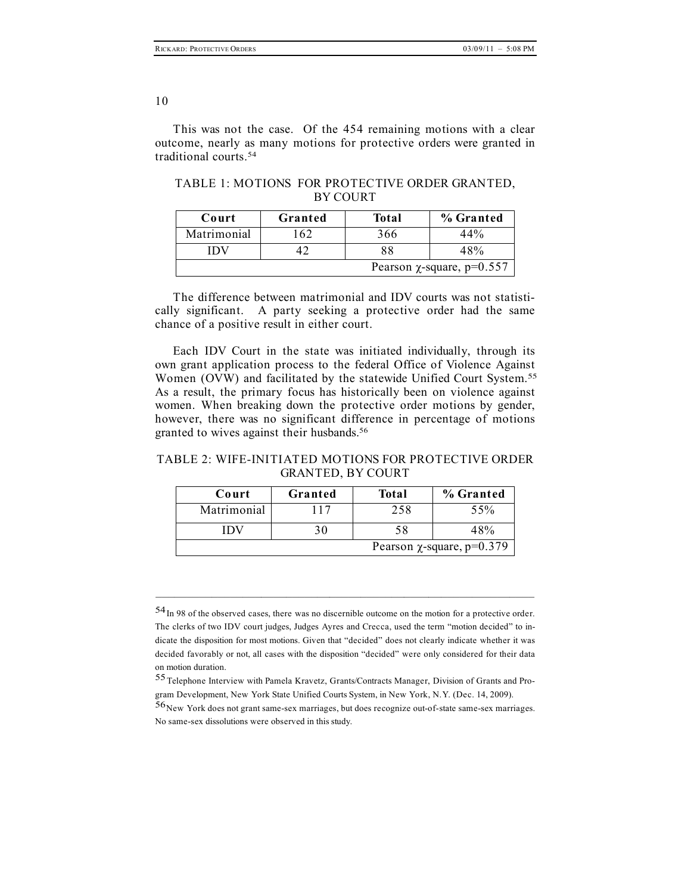This was not the case. Of the 454 remaining motions with a clear outcome, nearly as many motions for protective orders were granted in traditional courts.[54]

TABLE 1: MOTIONS FOR PROTECTIVE ORDER GRANTED, BY COURT

| Court | Granted | Total | % Granted |
|---|---|---|---|
| Matrimonial | 162 | 366 | 44% |
| IDV | 42 | 88 | 48% |
| | | | Pearson $\chi$-square, p=0.557 |

The difference between matrimonial and IDV courts was not statistically significant. A party seeking a protective order had the same chance of a positive result in either court.

Each IDV Court in the state was initiated individually, through its own grant application process to the federal Office of Violence Against Women (OVW) and facilitated by the statewide Unified Court System.[55] As a result, the primary focus has historically been on violence against women. When breaking down the protective order motions by gender, however, there was no significant difference in percentage of motions granted to wives against their husbands.[56]

TABLE 2: WIFE-INITIATED MOTIONS FOR PROTECTIVE ORDER GRANTED, BY COURT

| Court | Granted | Total | % Granted |
|---|---|---|---|
| Matrimonial | 117 | 258 | 55% |
| IDV | 30 | 58 | 48% |
| | | | Pearson $\chi$-square, p=0.379 |

---

[54] In 98 of the observed cases, there was no discernible outcome on the motion for a protective order. The clerks of two IDV court judges, Judges Ayres and Crecca, used the term "motion decided" to indicate the disposition for most motions. Given that "decided" does not clearly indicate whether it was decided favorably or not, all cases with the disposition "decided" were only considered for their data on motion duration.

[55] Telephone Interview with Pamela Kravetz, Grants/Contracts Manager, Division of Grants and Program Development, New York State Unified Courts System, in New York, N.Y. (Dec. 14, 2009).

[56] New York does not grant same-sex marriages, but does recognize out-of-state same-sex marriages. No same-sex dissolutions were observed in this study.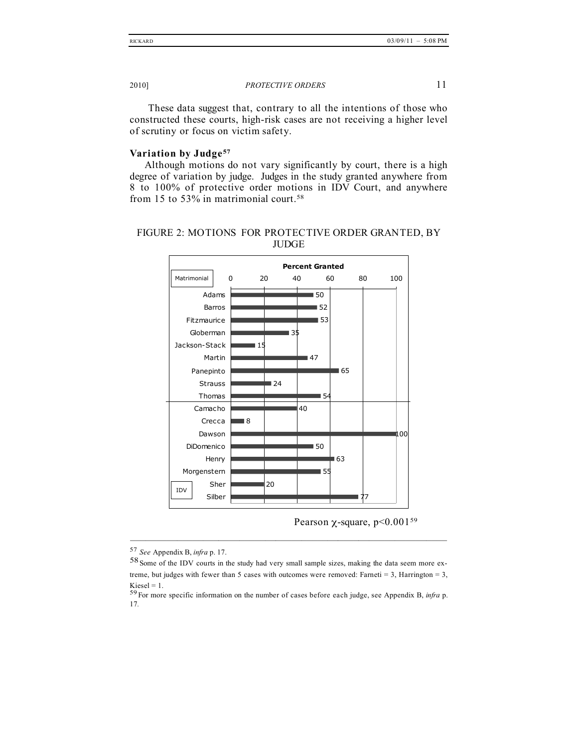These data suggest that, contrary to all the intentions of those who constructed these courts, high-risk cases are not receiving a higher level of scrutiny or focus on victim safety.

**Variation by Judge[57]**

Although motions do not vary significantly by court, there is a high degree of variation by judge. Judges in the study granted anywhere from 8 to 100% of protective order motions in IDV Court, and anywhere from 15 to 53% in matrimonial court.[58]

FIGURE 2: MOTIONS FOR PROTECTIVE ORDER GRANTED, BY JUDGE

| Court | Judge | Percent Granted |
|---|---|---|
| Matrimonial | Adams | 50 |
| | Barros | 52 |
| | Fitzmaurice | 53 |
| | Globerman | 35 |
| | Jackson-Stack | 15 |
| | Martin | 47 |
| | Panepinto | 65 |
| | Strauss | 24 |
| | Thomas | 54 |
| IDV | Camacho | 40 |
| | Crecca | 8 |
| | Dawson | 100 |
| | DiDomenico | 50 |
| | Henry | 63 |
| | Morgenstern | 55 |
| | Sher | 20 |
| | Silber | 77 |

Pearson $\chi$-square, $p<0.001$[59]

---

[57] *See* Appendix B, *infra* p. 17.

[58] Some of the IDV courts in the study had very small sample sizes, making the data seem more extreme, but judges with fewer than 5 cases with outcomes were removed: Farneti = 3, Harrington = 3, Kiesel = 1.

[59] For more specific information on the number of cases before each judge, see Appendix B, *infra* p. 17.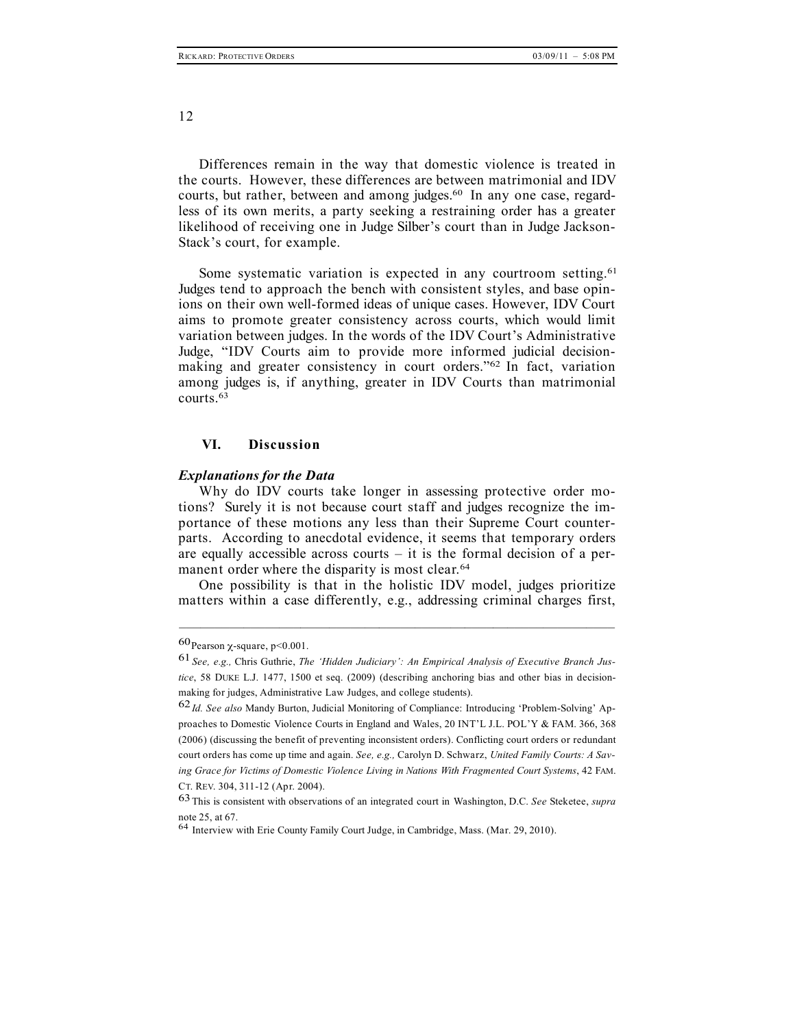Differences remain in the way that domestic violence is treated in the courts. However, these differences are between matrimonial and IDV courts, but rather, between and among judges.[60] In any one case, regardless of its own merits, a party seeking a restraining order has a greater likelihood of receiving one in Judge Silber's court than in Judge Jackson-Stack's court, for example.

Some systematic variation is expected in any courtroom setting.[61] Judges tend to approach the bench with consistent styles, and base opinions on their own well-formed ideas of unique cases. However, IDV Court aims to promote greater consistency across courts, which would limit variation between judges. In the words of the IDV Court's Administrative Judge, "IDV Courts aim to provide more informed judicial decision-making and greater consistency in court orders."[62] In fact, variation among judges is, if anything, greater in IDV Courts than matrimonial courts.[63]

## VI. Discussion

### *Explanations for the Data*

Why do IDV courts take longer in assessing protective order motions? Surely it is not because court staff and judges recognize the importance of these motions any less than their Supreme Court counterparts. According to anecdotal evidence, it seems that temporary orders are equally accessible across courts – it is the formal decision of a permanent order where the disparity is most clear.[64]

One possibility is that in the holistic IDV model, judges prioritize matters within a case differently, e.g., addressing criminal charges first,

---

[60] Pearson $\chi$-square, $p<0.001$.

[61] *See, e.g.,* Chris Guthrie, *The 'Hidden Judiciary': An Empirical Analysis of Executive Branch Justice*, 58 DUKE L.J. 1477, 1500 et seq. (2009) (describing anchoring bias and other bias in decision-making for judges, Administrative Law Judges, and college students).

[62] *Id. See also* Mandy Burton, Judicial Monitoring of Compliance: Introducing 'Problem-Solving' Approaches to Domestic Violence Courts in England and Wales, 20 INT'L J.L. POL'Y & FAM. 366, 368 (2006) (discussing the benefit of preventing inconsistent orders). Conflicting court orders or redundant court orders has come up time and again. *See, e.g.,* Carolyn D. Schwarz, *United Family Courts: A Saving Grace for Victims of Domestic Violence Living in Nations With Fragmented Court Systems*, 42 FAM. CT. REV. 304, 311-12 (Apr. 2004).

[63] This is consistent with observations of an integrated court in Washington, D.C. *See* Steketee, *supra* note 25, at 67.

[64] Interview with Erie County Family Court Judge, in Cambridge, Mass. (Mar. 29, 2010).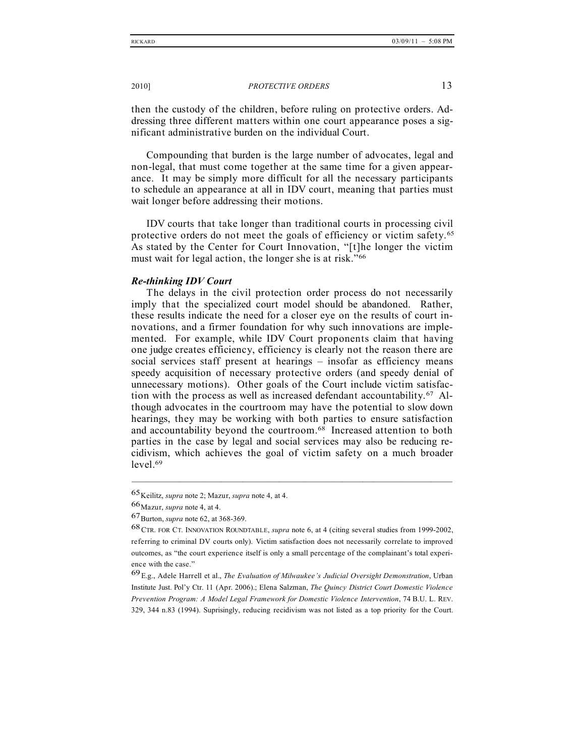then the custody of the children, before ruling on protective orders. Addressing three different matters within one court appearance poses a significant administrative burden on the individual Court.

Compounding that burden is the large number of advocates, legal and non-legal, that must come together at the same time for a given appearance. It may be simply more difficult for all the necessary participants to schedule an appearance at all in IDV court, meaning that parties must wait longer before addressing their motions.

IDV courts that take longer than traditional courts in processing civil protective orders do not meet the goals of efficiency or victim safety.[65] As stated by the Center for Court Innovation, "[t]he longer the victim must wait for legal action, the longer she is at risk."[66]

***Re-thinking IDV Court***

The delays in the civil protection order process do not necessarily imply that the specialized court model should be abandoned. Rather, these results indicate the need for a closer eye on the results of court innovations, and a firmer foundation for why such innovations are implemented. For example, while IDV Court proponents claim that having one judge creates efficiency, efficiency is clearly not the reason there are social services staff present at hearings – insofar as efficiency means speedy acquisition of necessary protective orders (and speedy denial of unnecessary motions). Other goals of the Court include victim satisfaction with the process as well as increased defendant accountability.[67] Although advocates in the courtroom may have the potential to slow down hearings, they may be working with both parties to ensure satisfaction and accountability beyond the courtroom.[68] Increased attention to both parties in the case by legal and social services may also be reducing recidivism, which achieves the goal of victim safety on a much broader level.[69]

---

[65] Keilitz, *supra* note 2; Mazur, *supra* note 4, at 4.

[66] Mazur, *supra* note 4, at 4.

[67] Burton, *supra* note 62, at 368-369.

[68] CTR. FOR CT. INNOVATION ROUNDTABLE, *supra* note 6, at 4 (citing several studies from 1999-2002, referring to criminal DV courts only). Victim satisfaction does not necessarily correlate to improved outcomes, as "the court experience itself is only a small percentage of the complainant's total experience with the case."

[69] E.g., Adele Harrell et al., *The Evaluation of Milwaukee's Judicial Oversight Demonstration*, Urban Institute Just. Pol'y Ctr. 11 (Apr. 2006).; Elena Salzman, *The Quincy District Court Domestic Violence Prevention Program: A Model Legal Framework for Domestic Violence Intervention*, 74 B.U. L. REV. 329, 344 n.83 (1994). Suprisingly, reducing recidivism was not listed as a top priority for the Court.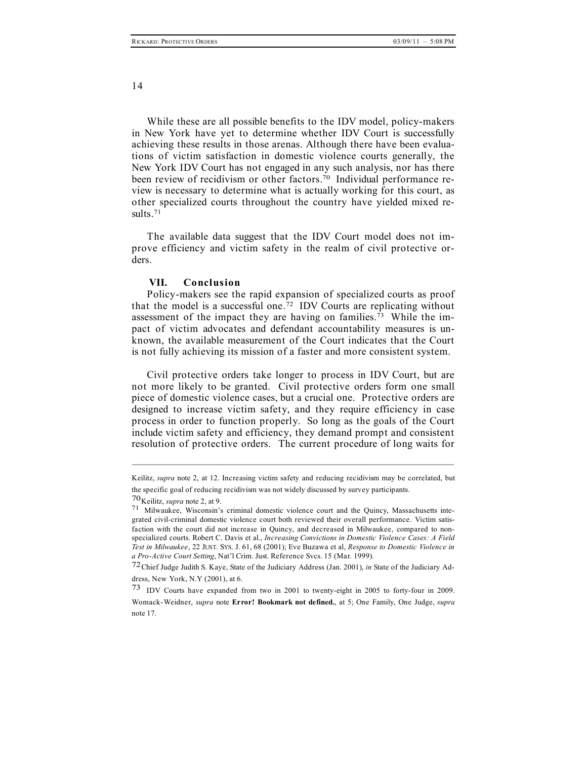While these are all possible benefits to the IDV model, policy-makers in New York have yet to determine whether IDV Court is successfully achieving these results in those arenas. Although there have been evaluations of victim satisfaction in domestic violence courts generally, the New York IDV Court has not engaged in any such analysis, nor has there been review of recidivism or other factors.[70] Individual performance review is necessary to determine what is actually working for this court, as other specialized courts throughout the country have yielded mixed results.[71]

The available data suggest that the IDV Court model does not improve efficiency and victim safety in the realm of civil protective orders.

## VII. Conclusion

Policy-makers see the rapid expansion of specialized courts as proof that the model is a successful one.[72] IDV Courts are replicating without assessment of the impact they are having on families.[73] While the impact of victim advocates and defendant accountability measures is unknown, the available measurement of the Court indicates that the Court is not fully achieving its mission of a faster and more consistent system.

Civil protective orders take longer to process in IDV Court, but are not more likely to be granted. Civil protective orders form one small piece of domestic violence cases, but a crucial one. Protective orders are designed to increase victim safety, and they require efficiency in case process in order to function properly. So long as the goals of the Court include victim safety and efficiency, they demand prompt and consistent resolution of protective orders. The current procedure of long waits for

---

Keilitz, *supra* note 2, at 12. Increasing victim safety and reducing recidivism may be correlated, but the specific goal of reducing recidivism was not widely discussed by survey participants.

[70] Keilitz, *supra* note 2, at 9.

[71] Milwaukee, Wisconsin's criminal domestic violence court and the Quincy, Massachusetts integrated civil-criminal domestic violence court both reviewed their overall performance. Victim satisfaction with the court did not increase in Quincy, and decreased in Milwaukee, compared to nonspecialized courts. Robert C. Davis et al., *Increasing Convictions in Domestic Violence Cases: A Field Test in Milwaukee*, 22 JUST. SYS. J. 61, 68 (2001); Eve Buzawa et al, *Response to Domestic Violence in a Pro-Active Court Setting*, Nat'l Crim. Just. Reference Svcs. 15 (Mar. 1999).

[72] Chief Judge Judith S. Kaye, State of the Judiciary Address (Jan. 2001), *in* State of the Judiciary Address, New York, N.Y (2001), at 6.

[73] IDV Courts have expanded from two in 2001 to twenty-eight in 2005 to forty-four in 2009. Womack-Weidner, *supra* note **Error! Bookmark not defined.**, at 5; One Family, One Judge, *supra* note 17.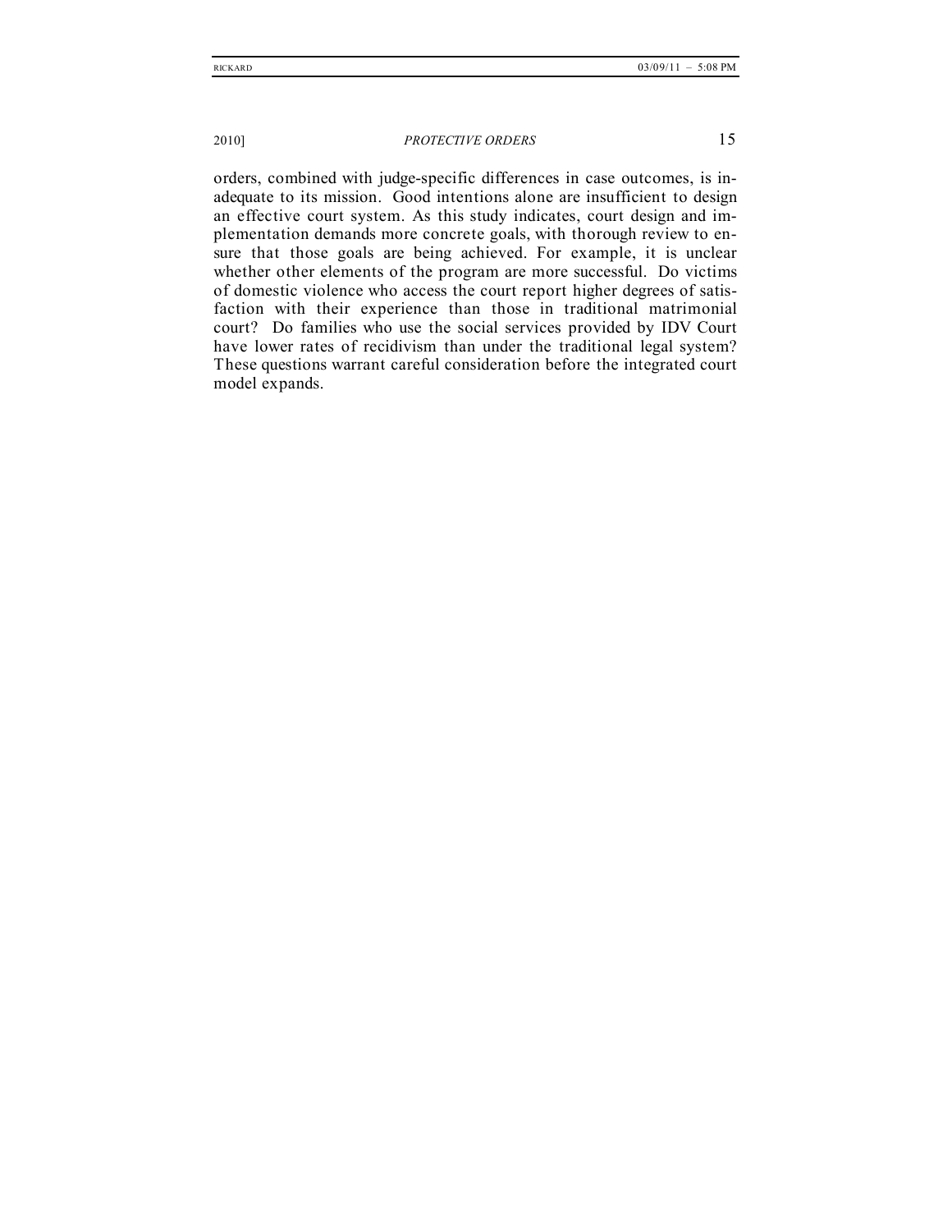orders, combined with judge-specific differences in case outcomes, is inadequate to its mission. Good intentions alone are insufficient to design an effective court system. As this study indicates, court design and implementation demands more concrete goals, with thorough review to ensure that those goals are being achieved. For example, it is unclear whether other elements of the program are more successful. Do victims of domestic violence who access the court report higher degrees of satisfaction with their experience than those in traditional matrimonial court? Do families who use the social services provided by IDV Court have lower rates of recidivism than under the traditional legal system? These questions warrant careful consideration before the integrated court model expands.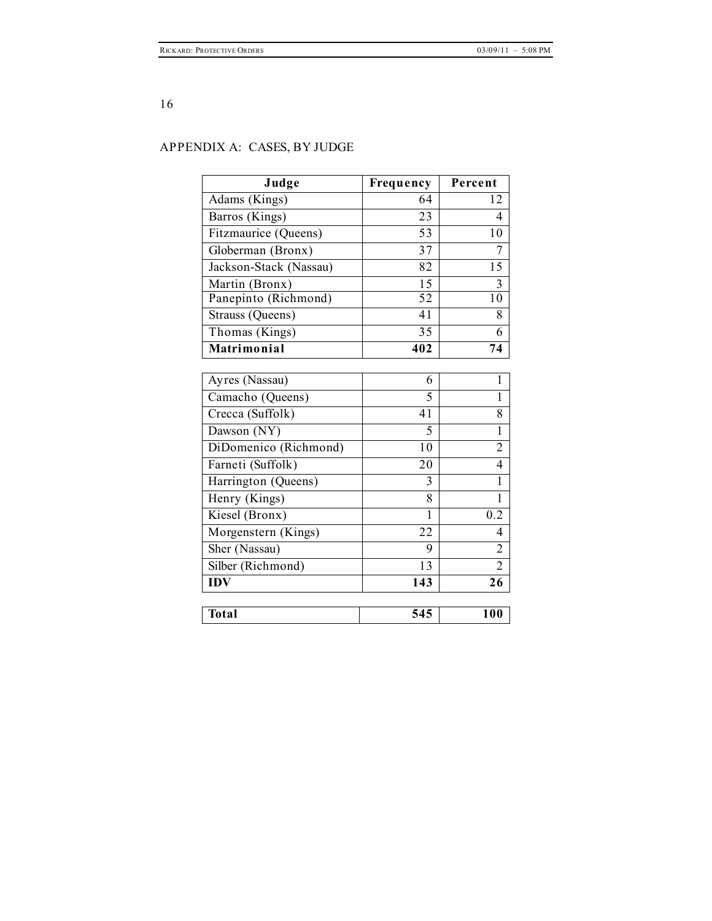## APPENDIX A: CASES, BY JUDGE

| Judge | Frequency | Percent |
|---|---|---|
| Adams (Kings) | 64 | 12 |
| Barros (Kings) | 23 | 4 |
| Fitzmaurice (Queens) | 53 | 10 |
| Globerman (Bronx) | 37 | 7 |
| Jackson-Stack (Nassau) | 82 | 15 |
| Martin (Bronx) | 15 | 3 |
| Panepinto (Richmond) | 52 | 10 |
| Strauss (Queens) | 41 | 8 |
| Thomas (Kings) | 35 | 6 |
| **Matrimonial** | **402** | **74** |
| Ayres (Nassau) | 6 | 1 |
| Camacho (Queens) | 5 | 1 |
| Crecca (Suffolk) | 41 | 8 |
| Dawson (NY) | 5 | 1 |
| DiDomenico (Richmond) | 10 | 2 |
| Farneti (Suffolk) | 20 | 4 |
| Harrington (Queens) | 3 | 1 |
| Henry (Kings) | 8 | 1 |
| Kiesel (Bronx) | 1 | 0.2 |
| Morgenstern (Kings) | 22 | 4 |
| Sher (Nassau) | 9 | 2 |
| Silber (Richmond) | 13 | 2 |
| **IDV** | **143** | **26** |
| **Total** | **545** | **100** |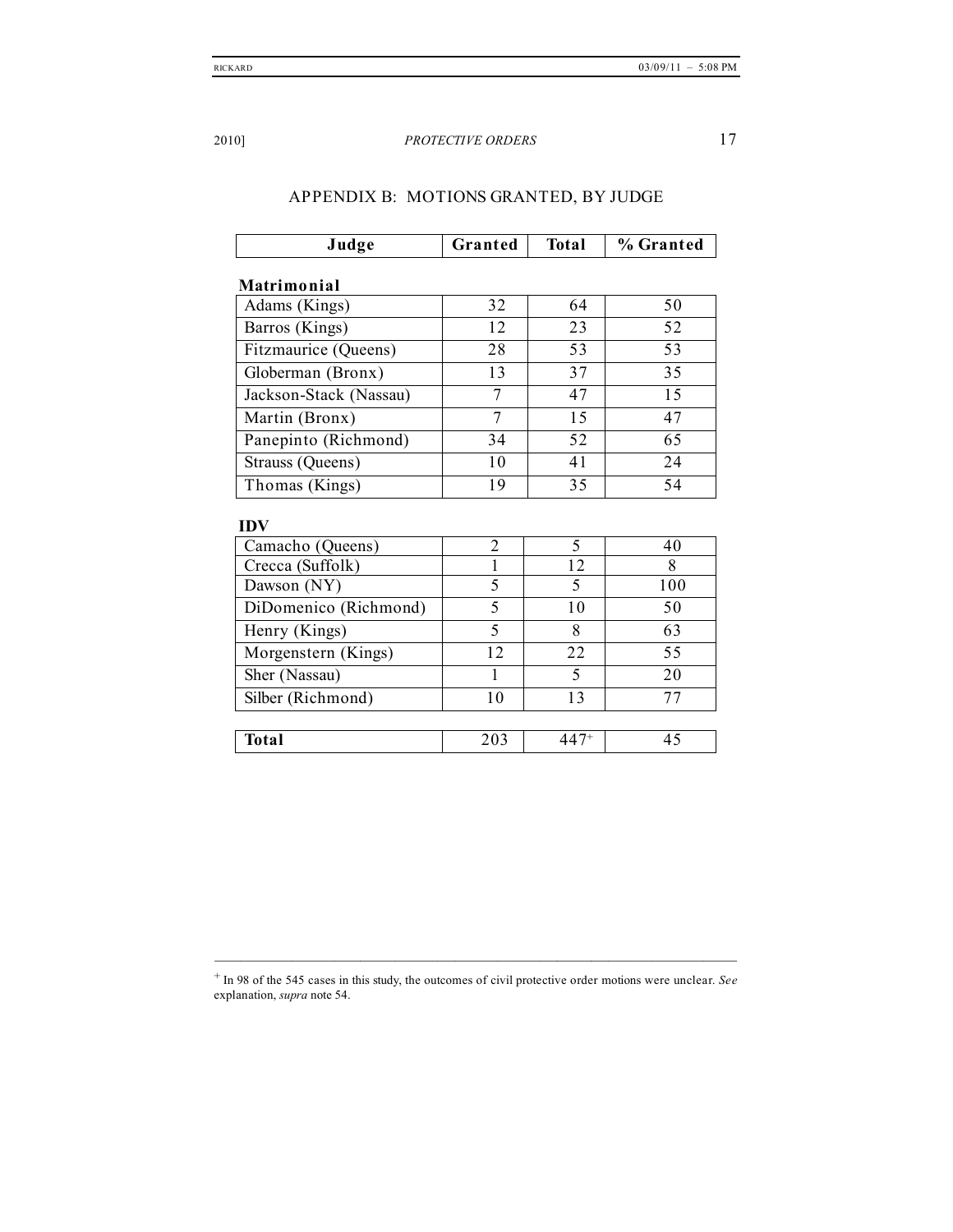## APPENDIX B: MOTIONS GRANTED, BY JUDGE

| Judge | Granted | Total | % Granted |
|---|---|---|---|
| **Matrimonial** | | | |
| Adams (Kings) | 32 | 64 | 50 |
| Barros (Kings) | 12 | 23 | 52 |
| Fitzmaurice (Queens) | 28 | 53 | 53 |
| Globerman (Bronx) | 13 | 37 | 35 |
| Jackson-Stack (Nassau) | 7 | 47 | 15 |
| Martin (Bronx) | 7 | 15 | 47 |
| Panepinto (Richmond) | 34 | 52 | 65 |
| Strauss (Queens) | 10 | 41 | 24 |
| Thomas (Kings) | 19 | 35 | 54 |
| **IDV** | | | |
| Camacho (Queens) | 2 | 5 | 40 |
| Crecca (Suffolk) | 1 | 12 | 8 |
| Dawson (NY) | 5 | 5 | 100 |
| DiDomenico (Richmond) | 5 | 10 | 50 |
| Henry (Kings) | 5 | 8 | 63 |
| Morgenstern (Kings) | 12 | 22 | 55 |
| Sher (Nassau) | 1 | 5 | 20 |
| Silber (Richmond) | 10 | 13 | 77 |
| **Total** | 203 | 447[+] | 45 |

[+] In 98 of the 545 cases in this study, the outcomes of civil protective order motions were unclear. *See* explanation, *supra* note 54.